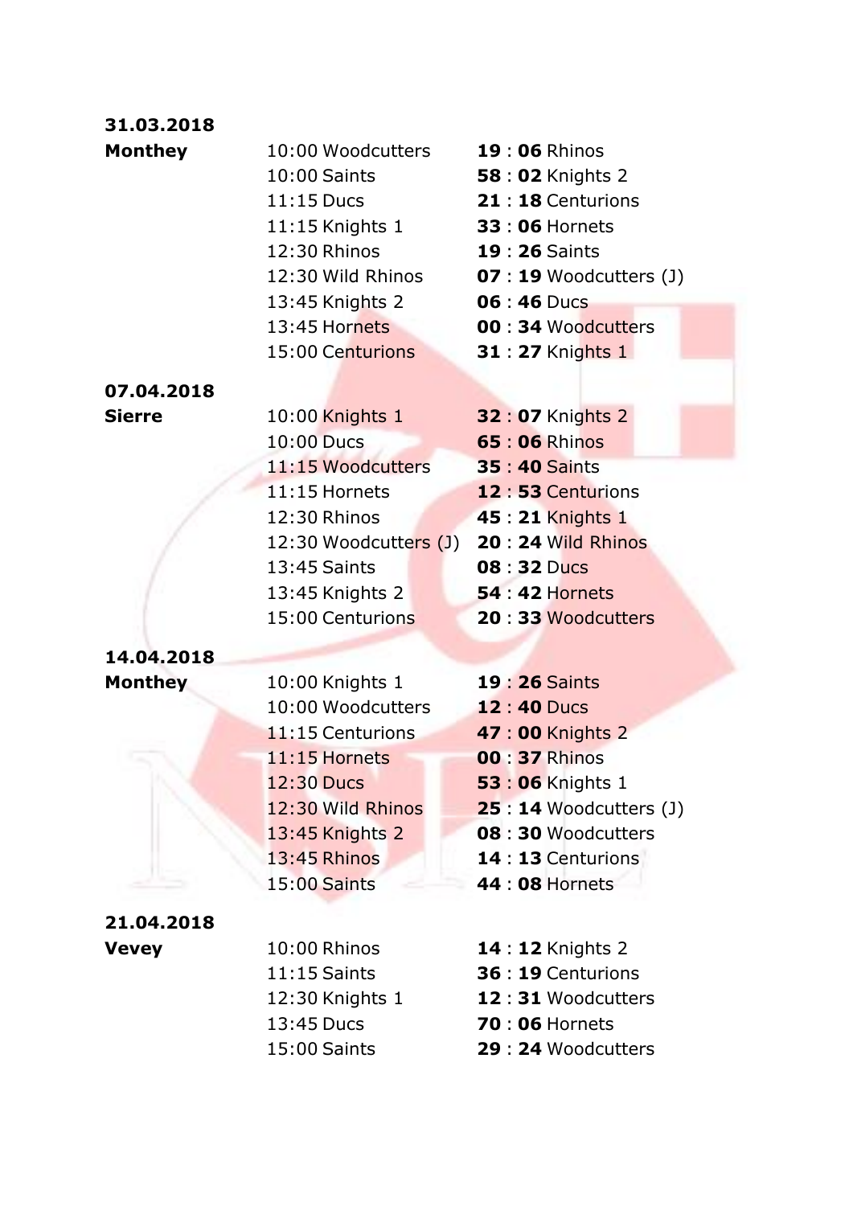**31.03.2018**
**Monthey**

| | | |
|---|---|---|
| 10:00 Woodcutters | **19** : **06** | Rhinos |
| 10:00 Saints | **58** : **02** | Knights 2 |
| 11:15 Ducs | **21** : **18** | Centurions |
| 11:15 Knights 1 | **33** : **06** | Hornets |
| 12:30 Rhinos | **19** : **26** | Saints |
| 12:30 Wild Rhinos | **07** : **19** | Woodcutters (J) |
| 13:45 Knights 2 | **06** : **46** | Ducs |
| 13:45 Hornets | **00** : **34** | Woodcutters |
| 15:00 Centurions | **31** : **27** | Knights 1 |

**07.04.2018**
**Sierre**

| | | |
|---|---|---|
| 10:00 Knights 1 | **32** : **07** | Knights 2 |
| 10:00 Ducs | **65** : **06** | Rhinos |
| 11:15 Woodcutters | **35** : **40** | Saints |
| 11:15 Hornets | **12** : **53** | Centurions |
| 12:30 Rhinos | **45** : **21** | Knights 1 |
| 12:30 Woodcutters (J) | **20** : **24** | Wild Rhinos |
| 13:45 Saints | **08** : **32** | Ducs |
| 13:45 Knights 2 | **54** : **42** | Hornets |
| 15:00 Centurions | **20** : **33** | Woodcutters |

**14.04.2018**
**Monthey**

| | | |
|---|---|---|
| 10:00 Knights 1 | **19** : **26** | Saints |
| 10:00 Woodcutters | **12** : **40** | Ducs |
| 11:15 Centurions | **47** : **00** | Knights 2 |
| 11:15 Hornets | **00** : **37** | Rhinos |
| 12:30 Ducs | **53** : **06** | Knights 1 |
| 12:30 Wild Rhinos | **25** : **14** | Woodcutters (J) |
| 13:45 Knights 2 | **08** : **30** | Woodcutters |
| 13:45 Rhinos | **14** : **13** | Centurions |
| 15:00 Saints | **44** : **08** | Hornets |

**21.04.2018**
**Vevey**

| | | |
|---|---|---|
| 10:00 Rhinos | **14** : **12** | Knights 2 |
| 11:15 Saints | **36** : **19** | Centurions |
| 12:30 Knights 1 | **12** : **31** | Woodcutters |
| 13:45 Ducs | **70** : **06** | Hornets |
| 15:00 Saints | **29** : **24** | Woodcutters |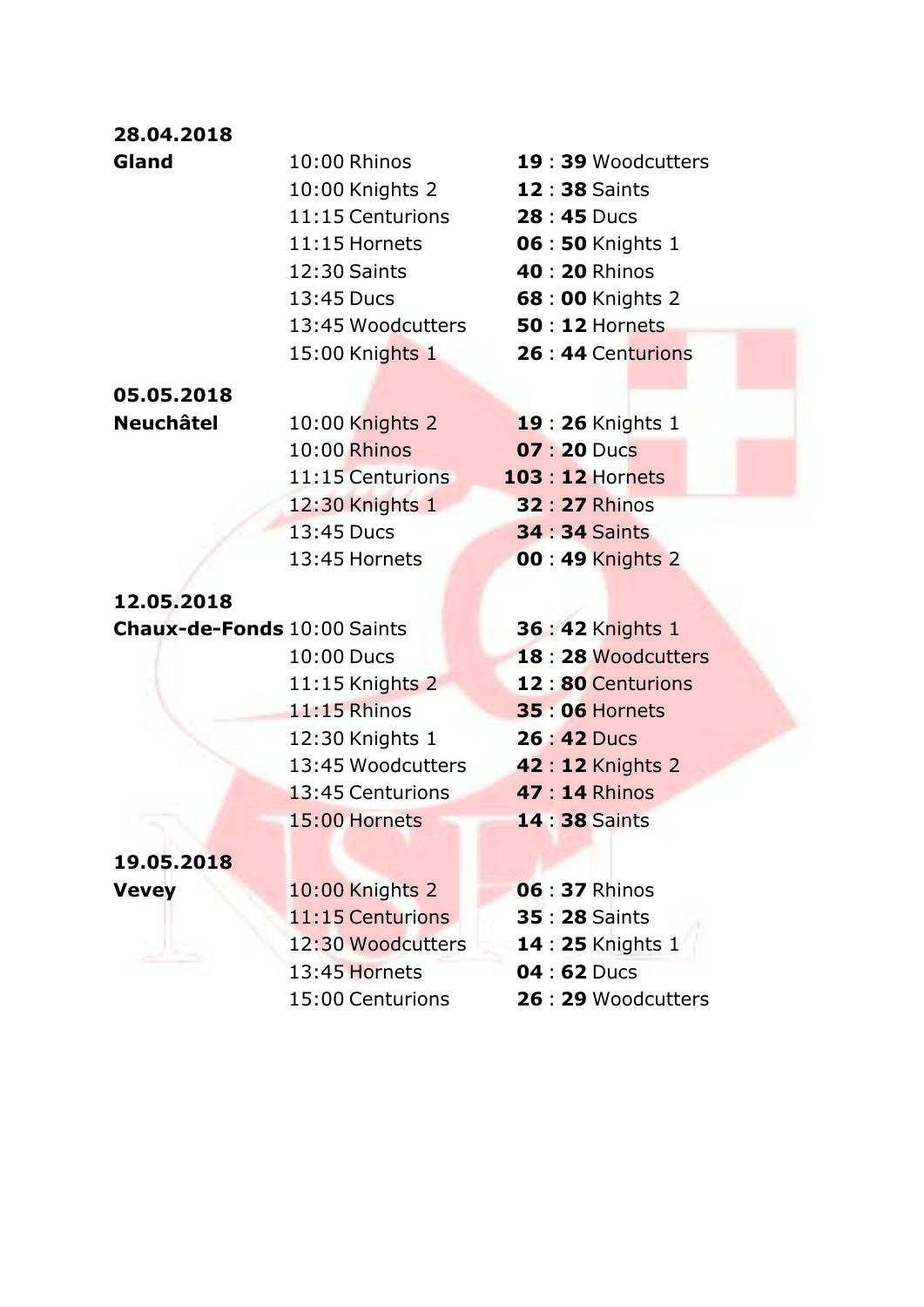**28.04.2018**

| | | |
|---|---|---|
| **Gland** | 10:00 Rhinos | **19** : **39** Woodcutters |
| | 10:00 Knights 2 | **12** : **38** Saints |
| | 11:15 Centurions | **28** : **45** Ducs |
| | 11:15 Hornets | **06** : **50** Knights 1 |
| | 12:30 Saints | **40** : **20** Rhinos |
| | 13:45 Ducs | **68** : **00** Knights 2 |
| | 13:45 Woodcutters | **50** : **12** Hornets |
| | 15:00 Knights 1 | **26** : **44** Centurions |

**05.05.2018**

| | | |
|---|---|---|
| **Neuchâtel** | 10:00 Knights 2 | **19** : **26** Knights 1 |
| | 10:00 Rhinos | **07** : **20** Ducs |
| | 11:15 Centurions | **103** : **12** Hornets |
| | 12:30 Knights 1 | **32** : **27** Rhinos |
| | 13:45 Ducs | **34** : **34** Saints |
| | 13:45 Hornets | **00** : **49** Knights 2 |

**12.05.2018**

| | | |
|---|---|---|
| **Chaux-de-Fonds** | 10:00 Saints | **36** : **42** Knights 1 |
| | 10:00 Ducs | **18** : **28** Woodcutters |
| | 11:15 Knights 2 | **12** : **80** Centurions |
| | 11:15 Rhinos | **35** : **06** Hornets |
| | 12:30 Knights 1 | **26** : **42** Ducs |
| | 13:45 Woodcutters | **42** : **12** Knights 2 |
| | 13:45 Centurions | **47** : **14** Rhinos |
| | 15:00 Hornets | **14** : **38** Saints |

**19.05.2018**

| | | |
|---|---|---|
| **Vevey** | 10:00 Knights 2 | **06** : **37** Rhinos |
| | 11:15 Centurions | **35** : **28** Saints |
| | 12:30 Woodcutters | **14** : **25** Knights 1 |
| | 13:45 Hornets | **04** : **62** Ducs |
| | 15:00 Centurions | **26** : **29** Woodcutters |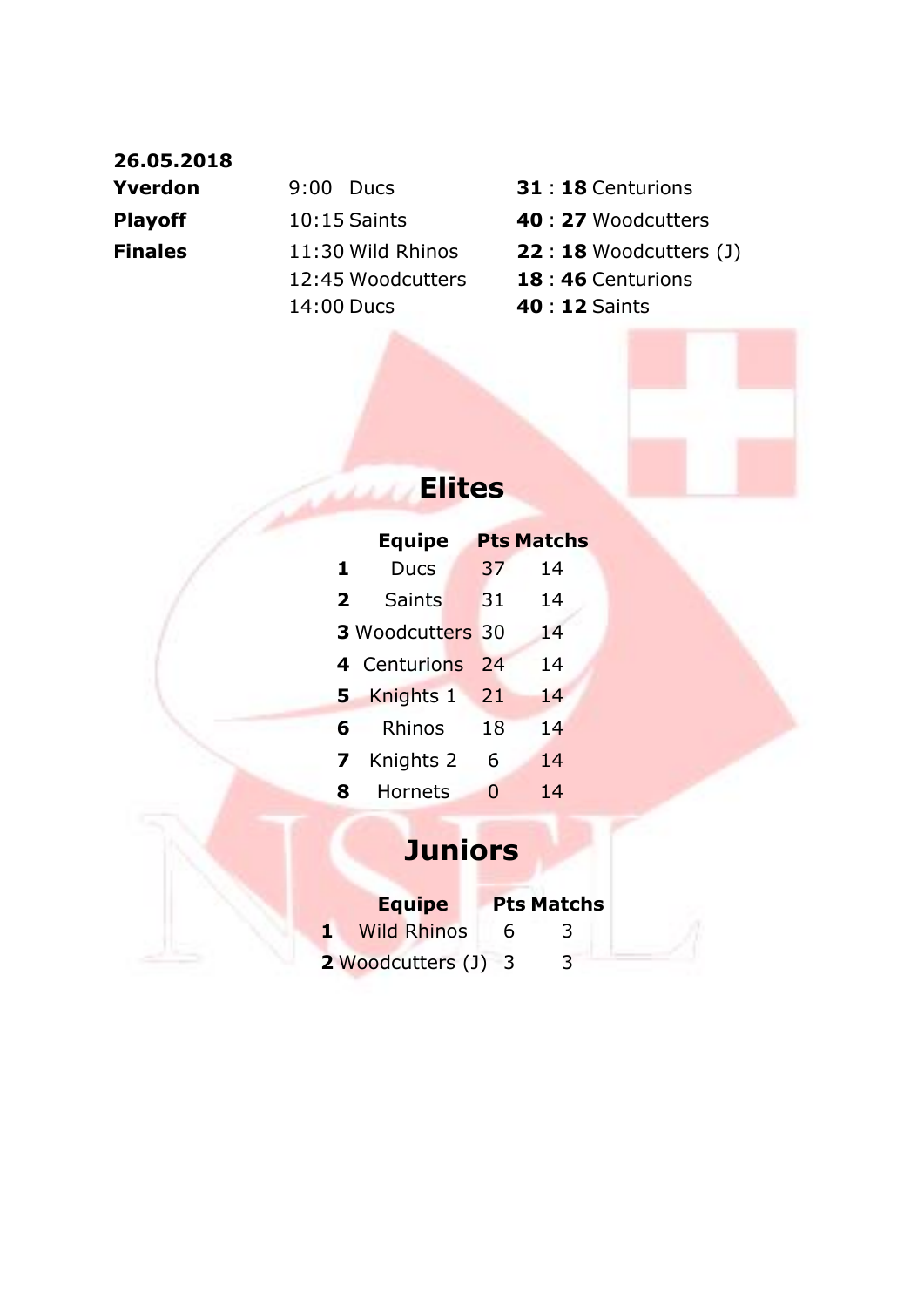**26.05.2018**

| | | | |
|---|---|---|---|
| **Yverdon** | 9:00 | Ducs | **31** : **18** Centurions |
| **Playoff** | 10:15 | Saints | **40** : **27** Woodcutters |
| **Finales** | 11:30 | Wild Rhinos | **22** : **18** Woodcutters (J) |
| | 12:45 | Woodcutters | **18** : **46** Centurions |
| | 14:00 | Ducs | **40** : **12** Saints |

# Elites

| | Equipe | Pts | Matchs |
|---|---|---|---|
| **1** | Ducs | 37 | 14 |
| **2** | Saints | 31 | 14 |
| **3** | Woodcutters | 30 | 14 |
| **4** | Centurions | 24 | 14 |
| **5** | Knights 1 | 21 | 14 |
| **6** | Rhinos | 18 | 14 |
| **7** | Knights 2 | 6 | 14 |
| **8** | Hornets | 0 | 14 |

# Juniors

| | Equipe | Pts | Matchs |
|---|---|---|---|
| **1** | Wild Rhinos | 6 | 3 |
| **2** | Woodcutters (J) | 3 | 3 |